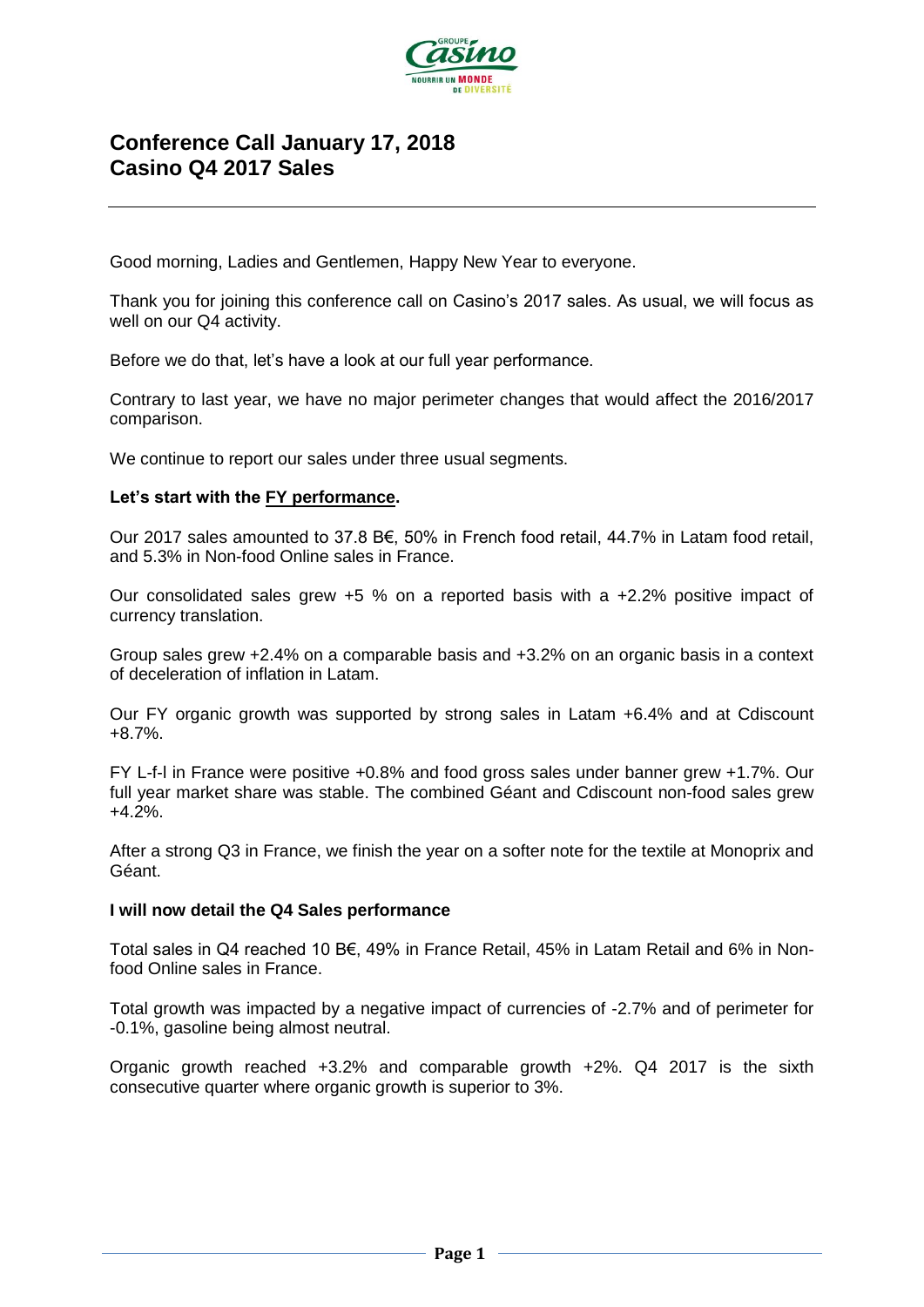# Conference Call January 17, 2018
# Casino Q4 2017 Sales

---

Good morning, Ladies and Gentlemen, Happy New Year to everyone.

Thank you for joining this conference call on Casino's 2017 sales. As usual, we will focus as well on our Q4 activity.

Before we do that, let's have a look at our full year performance.

Contrary to last year, we have no major perimeter changes that would affect the 2016/2017 comparison.

We continue to report our sales under three usual segments.

**Let's start with the FY performance.**

Our 2017 sales amounted to 37.8 B€, 50% in French food retail, 44.7% in Latam food retail, and 5.3% in Non-food Online sales in France.

Our consolidated sales grew +5 % on a reported basis with a +2.2% positive impact of currency translation.

Group sales grew +2.4% on a comparable basis and +3.2% on an organic basis in a context of deceleration of inflation in Latam.

Our FY organic growth was supported by strong sales in Latam +6.4% and at Cdiscount +8.7%.

FY L-f-l in France were positive +0.8% and food gross sales under banner grew +1.7%. Our full year market share was stable. The combined Géant and Cdiscount non-food sales grew +4.2%.

After a strong Q3 in France, we finish the year on a softer note for the textile at Monoprix and Géant.

**I will now detail the Q4 Sales performance**

Total sales in Q4 reached 10 B€, 49% in France Retail, 45% in Latam Retail and 6% in Non-food Online sales in France.

Total growth was impacted by a negative impact of currencies of -2.7% and of perimeter for -0.1%, gasoline being almost neutral.

Organic growth reached +3.2% and comparable growth +2%. Q4 2017 is the sixth consecutive quarter where organic growth is superior to 3%.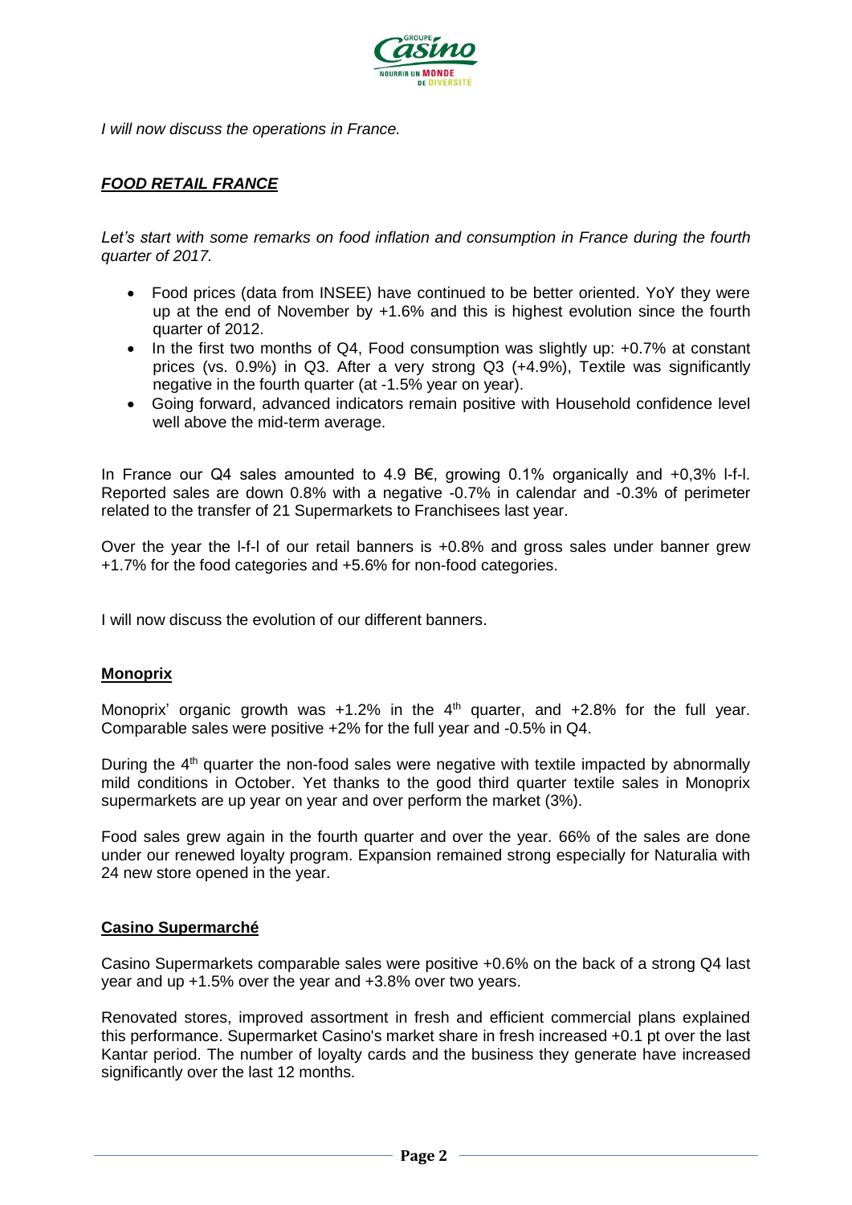*I will now discuss the operations in France.*

## ***FOOD RETAIL FRANCE***

*Let's start with some remarks on food inflation and consumption in France during the fourth quarter of 2017.*

- Food prices (data from INSEE) have continued to be better oriented. YoY they were up at the end of November by +1.6% and this is highest evolution since the fourth quarter of 2012.
- In the first two months of Q4, Food consumption was slightly up: +0.7% at constant prices (vs. 0.9%) in Q3. After a very strong Q3 (+4.9%), Textile was significantly negative in the fourth quarter (at -1.5% year on year).
- Going forward, advanced indicators remain positive with Household confidence level well above the mid-term average.

In France our Q4 sales amounted to 4.9 B€, growing 0.1% organically and +0,3% l-f-l. Reported sales are down 0.8% with a negative -0.7% in calendar and -0.3% of perimeter related to the transfer of 21 Supermarkets to Franchisees last year.

Over the year the l-f-l of our retail banners is +0.8% and gross sales under banner grew +1.7% for the food categories and +5.6% for non-food categories.

I will now discuss the evolution of our different banners.

### **Monoprix**

Monoprix' organic growth was +1.2% in the 4th quarter, and +2.8% for the full year. Comparable sales were positive +2% for the full year and -0.5% in Q4.

During the 4th quarter the non-food sales were negative with textile impacted by abnormally mild conditions in October. Yet thanks to the good third quarter textile sales in Monoprix supermarkets are up year on year and over perform the market (3%).

Food sales grew again in the fourth quarter and over the year. 66% of the sales are done under our renewed loyalty program. Expansion remained strong especially for Naturalia with 24 new store opened in the year.

### **Casino Supermarché**

Casino Supermarkets comparable sales were positive +0.6% on the back of a strong Q4 last year and up +1.5% over the year and +3.8% over two years.

Renovated stores, improved assortment in fresh and efficient commercial plans explained this performance. Supermarket Casino's market share in fresh increased +0.1 pt over the last Kantar period. The number of loyalty cards and the business they generate have increased significantly over the last 12 months.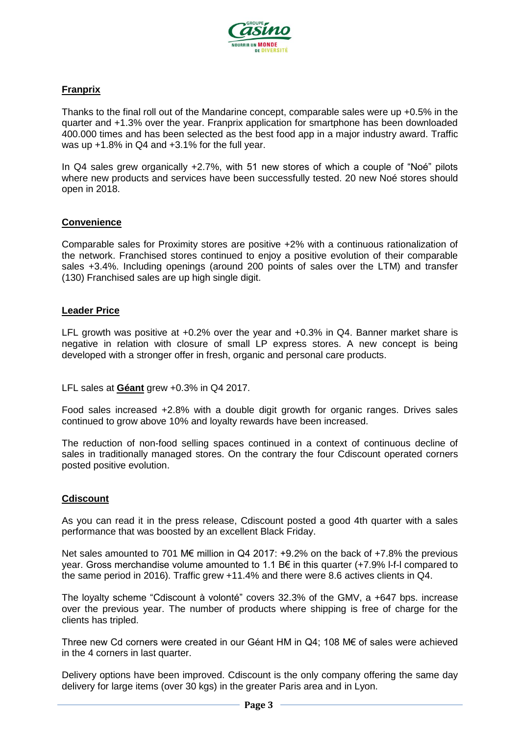## Franprix

Thanks to the final roll out of the Mandarine concept, comparable sales were up +0.5% in the quarter and +1.3% over the year. Franprix application for smartphone has been downloaded 400.000 times and has been selected as the best food app in a major industry award. Traffic was up +1.8% in Q4 and +3.1% for the full year.

In Q4 sales grew organically +2.7%, with 51 new stores of which a couple of "Noé" pilots where new products and services have been successfully tested. 20 new Noé stores should open in 2018.

## Convenience

Comparable sales for Proximity stores are positive +2% with a continuous rationalization of the network. Franchised stores continued to enjoy a positive evolution of their comparable sales +3.4%. Including openings (around 200 points of sales over the LTM) and transfer (130) Franchised sales are up high single digit.

## Leader Price

LFL growth was positive at +0.2% over the year and +0.3% in Q4. Banner market share is negative in relation with closure of small LP express stores. A new concept is being developed with a stronger offer in fresh, organic and personal care products.

LFL sales at **Géant** grew +0.3% in Q4 2017.

Food sales increased +2.8% with a double digit growth for organic ranges. Drives sales continued to grow above 10% and loyalty rewards have been increased.

The reduction of non-food selling spaces continued in a context of continuous decline of sales in traditionally managed stores. On the contrary the four Cdiscount operated corners posted positive evolution.

## Cdiscount

As you can read it in the press release, Cdiscount posted a good 4th quarter with a sales performance that was boosted by an excellent Black Friday.

Net sales amounted to 701 M€ million in Q4 2017: +9.2% on the back of +7.8% the previous year. Gross merchandise volume amounted to 1.1 B€ in this quarter (+7.9% l-f-l compared to the same period in 2016). Traffic grew +11.4% and there were 8.6 actives clients in Q4.

The loyalty scheme "Cdiscount à volonté" covers 32.3% of the GMV, a +647 bps. increase over the previous year. The number of products where shipping is free of charge for the clients has tripled.

Three new Cd corners were created in our Géant HM in Q4; 108 M€ of sales were achieved in the 4 corners in last quarter.

Delivery options have been improved. Cdiscount is the only company offering the same day delivery for large items (over 30 kgs) in the greater Paris area and in Lyon.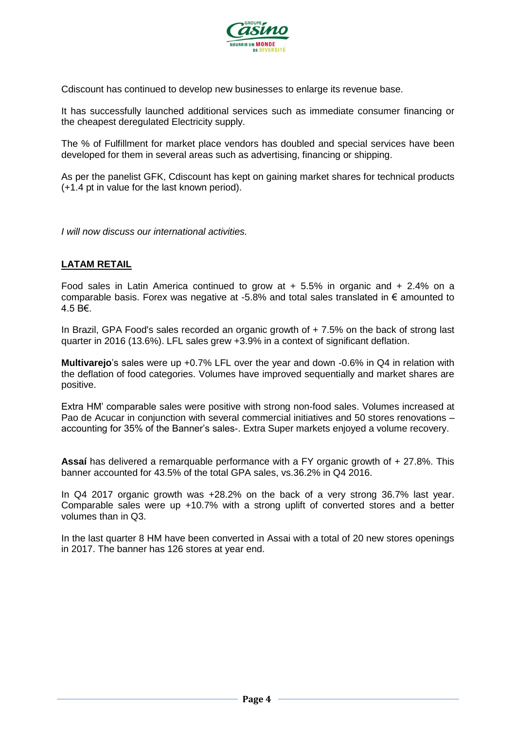Cdiscount has continued to develop new businesses to enlarge its revenue base.

It has successfully launched additional services such as immediate consumer financing or the cheapest deregulated Electricity supply.

The % of Fulfillment for market place vendors has doubled and special services have been developed for them in several areas such as advertising, financing or shipping.

As per the panelist GFK, Cdiscount has kept on gaining market shares for technical products (+1.4 pt in value for the last known period).

*I will now discuss our international activities.*

## LATAM RETAIL

Food sales in Latin America continued to grow at + 5.5% in organic and + 2.4% on a comparable basis. Forex was negative at -5.8% and total sales translated in € amounted to 4.5 B€.

In Brazil, GPA Food's sales recorded an organic growth of + 7.5% on the back of strong last quarter in 2016 (13.6%). LFL sales grew +3.9% in a context of significant deflation.

**Multivarejo**'s sales were up +0.7% LFL over the year and down -0.6% in Q4 in relation with the deflation of food categories. Volumes have improved sequentially and market shares are positive.

Extra HM' comparable sales were positive with strong non-food sales. Volumes increased at Pao de Acucar in conjunction with several commercial initiatives and 50 stores renovations – accounting for 35% of the Banner's sales-. Extra Super markets enjoyed a volume recovery.

**Assaí** has delivered a remarquable performance with a FY organic growth of + 27.8%. This banner accounted for 43.5% of the total GPA sales, vs.36.2% in Q4 2016.

In Q4 2017 organic growth was +28.2% on the back of a very strong 36.7% last year. Comparable sales were up +10.7% with a strong uplift of converted stores and a better volumes than in Q3.

In the last quarter 8 HM have been converted in Assai with a total of 20 new stores openings in 2017. The banner has 126 stores at year end.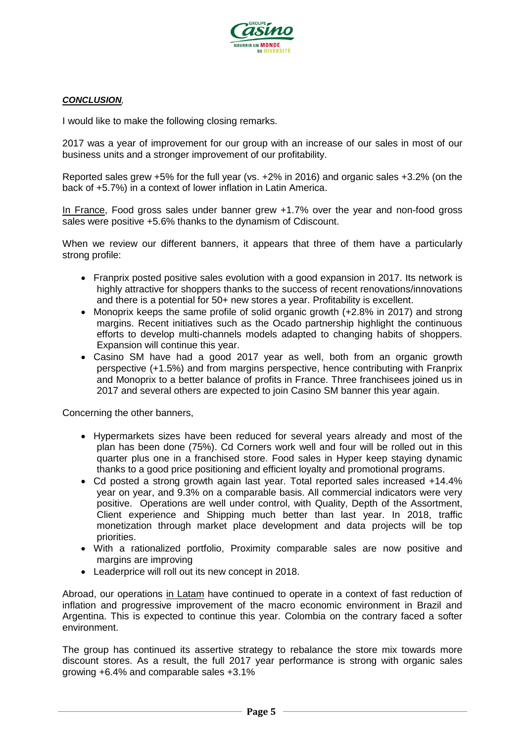***CONCLUSION**,*

I would like to make the following closing remarks.

2017 was a year of improvement for our group with an increase of our sales in most of our business units and a stronger improvement of our profitability.

Reported sales grew +5% for the full year (vs. +2% in 2016) and organic sales +3.2% (on the back of +5.7%) in a context of lower inflation in Latin America.

In France, Food gross sales under banner grew +1.7% over the year and non-food gross sales were positive +5.6% thanks to the dynamism of Cdiscount.

When we review our different banners, it appears that three of them have a particularly strong profile:

- Franprix posted positive sales evolution with a good expansion in 2017. Its network is highly attractive for shoppers thanks to the success of recent renovations/innovations and there is a potential for 50+ new stores a year. Profitability is excellent.
- Monoprix keeps the same profile of solid organic growth (+2.8% in 2017) and strong margins. Recent initiatives such as the Ocado partnership highlight the continuous efforts to develop multi-channels models adapted to changing habits of shoppers. Expansion will continue this year.
- Casino SM have had a good 2017 year as well, both from an organic growth perspective (+1.5%) and from margins perspective, hence contributing with Franprix and Monoprix to a better balance of profits in France. Three franchisees joined us in 2017 and several others are expected to join Casino SM banner this year again.

Concerning the other banners,

- Hypermarkets sizes have been reduced for several years already and most of the plan has been done (75%). Cd Corners work well and four will be rolled out in this quarter plus one in a franchised store. Food sales in Hyper keep staying dynamic thanks to a good price positioning and efficient loyalty and promotional programs.
- Cd posted a strong growth again last year. Total reported sales increased +14.4% year on year, and 9.3% on a comparable basis. All commercial indicators were very positive. Operations are well under control, with Quality, Depth of the Assortment, Client experience and Shipping much better than last year. In 2018, traffic monetization through market place development and data projects will be top priorities.
- With a rationalized portfolio, Proximity comparable sales are now positive and margins are improving
- Leaderprice will roll out its new concept in 2018.

Abroad, our operations in Latam have continued to operate in a context of fast reduction of inflation and progressive improvement of the macro economic environment in Brazil and Argentina. This is expected to continue this year. Colombia on the contrary faced a softer environment.

The group has continued its assertive strategy to rebalance the store mix towards more discount stores. As a result, the full 2017 year performance is strong with organic sales growing +6.4% and comparable sales +3.1%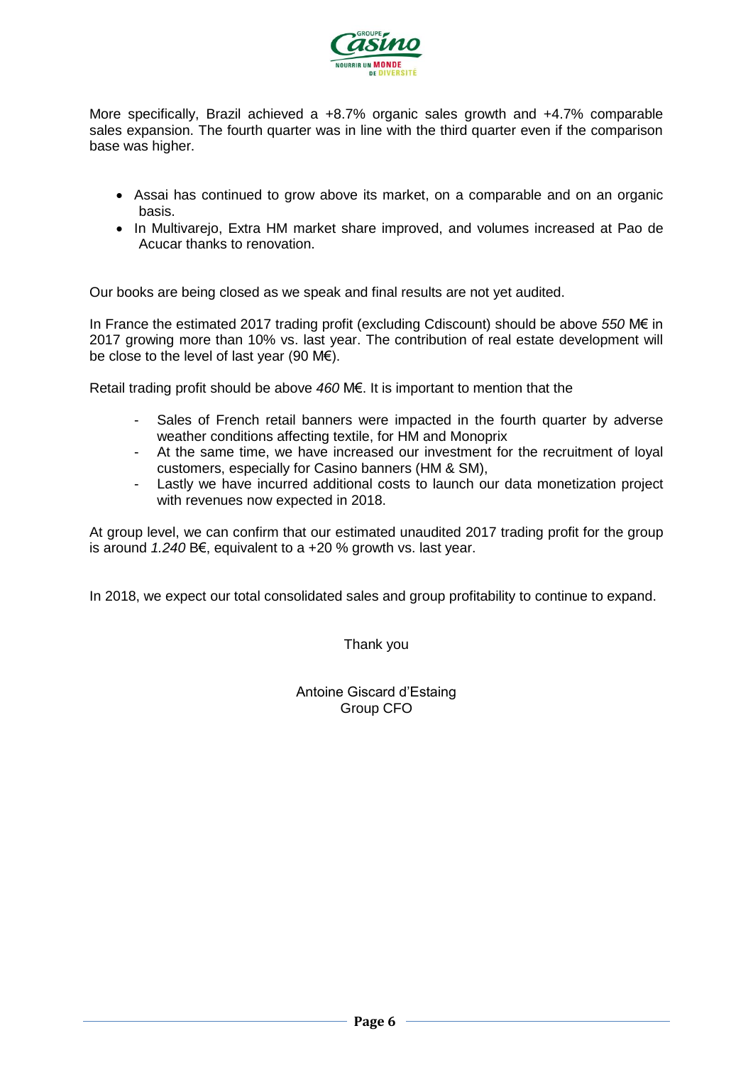More specifically, Brazil achieved a +8.7% organic sales growth and +4.7% comparable sales expansion. The fourth quarter was in line with the third quarter even if the comparison base was higher.

- Assai has continued to grow above its market, on a comparable and on an organic basis.
- In Multivarejo, Extra HM market share improved, and volumes increased at Pao de Acucar thanks to renovation.

Our books are being closed as we speak and final results are not yet audited.

In France the estimated 2017 trading profit (excluding Cdiscount) should be above *550* M€ in 2017 growing more than 10% vs. last year. The contribution of real estate development will be close to the level of last year (90 M€).

Retail trading profit should be above *460* M€. It is important to mention that the

- Sales of French retail banners were impacted in the fourth quarter by adverse weather conditions affecting textile, for HM and Monoprix
- At the same time, we have increased our investment for the recruitment of loyal customers, especially for Casino banners (HM & SM),
- Lastly we have incurred additional costs to launch our data monetization project with revenues now expected in 2018.

At group level, we can confirm that our estimated unaudited 2017 trading profit for the group is around *1.240* B€, equivalent to a +20 % growth vs. last year.

In 2018, we expect our total consolidated sales and group profitability to continue to expand.

Thank you

Antoine Giscard d'Estaing
Group CFO